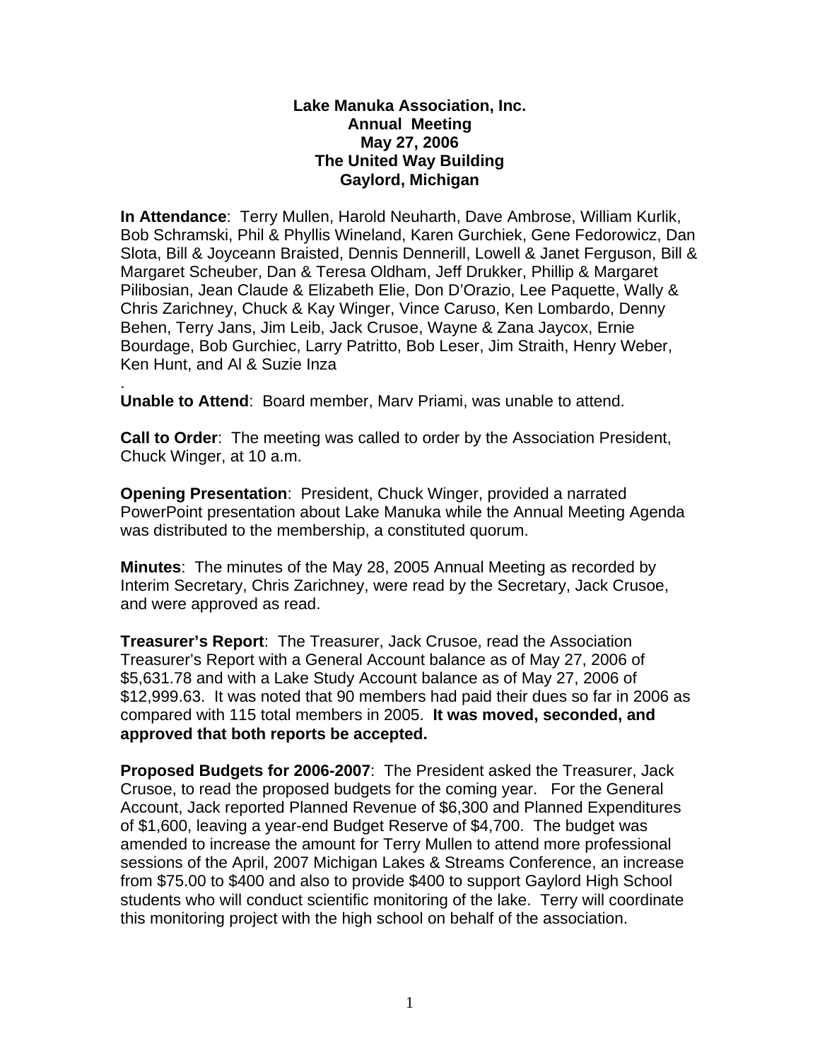**Lake Manuka Association, Inc.**
**Annual Meeting**
**May 27, 2006**
**The United Way Building**
**Gaylord, Michigan**

**In Attendance**: Terry Mullen, Harold Neuharth, Dave Ambrose, William Kurlik, Bob Schramski, Phil & Phyllis Wineland, Karen Gurchiek, Gene Fedorowicz, Dan Slota, Bill & Joyceann Braisted, Dennis Dennerill, Lowell & Janet Ferguson, Bill & Margaret Scheuber, Dan & Teresa Oldham, Jeff Drukker, Phillip & Margaret Pilibosian, Jean Claude & Elizabeth Elie, Don D'Orazio, Lee Paquette, Wally & Chris Zarichney, Chuck & Kay Winger, Vince Caruso, Ken Lombardo, Denny Behen, Terry Jans, Jim Leib, Jack Crusoe, Wayne & Zana Jaycox, Ernie Bourdage, Bob Gurchiec, Larry Patritto, Bob Leser, Jim Straith, Henry Weber, Ken Hunt, and Al & Suzie Inza

.

**Unable to Attend**: Board member, Marv Priami, was unable to attend.

**Call to Order**: The meeting was called to order by the Association President, Chuck Winger, at 10 a.m.

**Opening Presentation**: President, Chuck Winger, provided a narrated PowerPoint presentation about Lake Manuka while the Annual Meeting Agenda was distributed to the membership, a constituted quorum.

**Minutes**: The minutes of the May 28, 2005 Annual Meeting as recorded by Interim Secretary, Chris Zarichney, were read by the Secretary, Jack Crusoe, and were approved as read.

**Treasurer's Report**: The Treasurer, Jack Crusoe, read the Association Treasurer's Report with a General Account balance as of May 27, 2006 of $5,631.78 and with a Lake Study Account balance as of May 27, 2006 of $12,999.63. It was noted that 90 members had paid their dues so far in 2006 as compared with 115 total members in 2005. **It was moved, seconded, and approved that both reports be accepted.**

**Proposed Budgets for 2006-2007**: The President asked the Treasurer, Jack Crusoe, to read the proposed budgets for the coming year. For the General Account, Jack reported Planned Revenue of $6,300 and Planned Expenditures of $1,600, leaving a year-end Budget Reserve of $4,700. The budget was amended to increase the amount for Terry Mullen to attend more professional sessions of the April, 2007 Michigan Lakes & Streams Conference, an increase from $75.00 to $400 and also to provide $400 to support Gaylord High School students who will conduct scientific monitoring of the lake. Terry will coordinate this monitoring project with the high school on behalf of the association.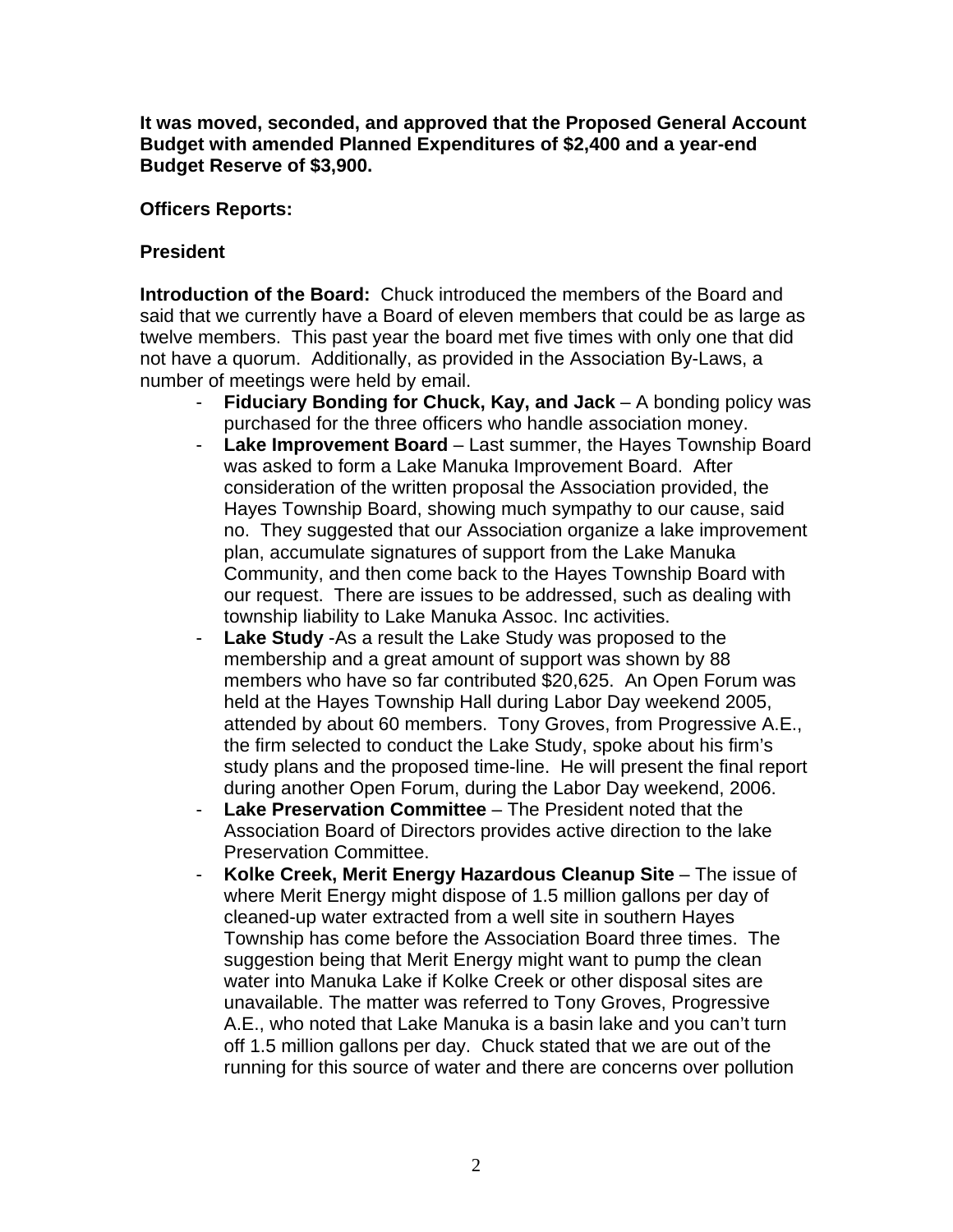**It was moved, seconded, and approved that the Proposed General Account Budget with amended Planned Expenditures of $2,400 and a year-end Budget Reserve of $3,900.**

**Officers Reports:**

**President**

**Introduction of the Board:** Chuck introduced the members of the Board and said that we currently have a Board of eleven members that could be as large as twelve members. This past year the board met five times with only one that did not have a quorum. Additionally, as provided in the Association By-Laws, a number of meetings were held by email.

- **Fiduciary Bonding for Chuck, Kay, and Jack** – A bonding policy was purchased for the three officers who handle association money.
- **Lake Improvement Board** – Last summer, the Hayes Township Board was asked to form a Lake Manuka Improvement Board. After consideration of the written proposal the Association provided, the Hayes Township Board, showing much sympathy to our cause, said no. They suggested that our Association organize a lake improvement plan, accumulate signatures of support from the Lake Manuka Community, and then come back to the Hayes Township Board with our request. There are issues to be addressed, such as dealing with township liability to Lake Manuka Assoc. Inc activities.
- **Lake Study** -As a result the Lake Study was proposed to the membership and a great amount of support was shown by 88 members who have so far contributed $20,625. An Open Forum was held at the Hayes Township Hall during Labor Day weekend 2005, attended by about 60 members. Tony Groves, from Progressive A.E., the firm selected to conduct the Lake Study, spoke about his firm's study plans and the proposed time-line. He will present the final report during another Open Forum, during the Labor Day weekend, 2006.
- **Lake Preservation Committee** – The President noted that the Association Board of Directors provides active direction to the lake Preservation Committee.
- **Kolke Creek, Merit Energy Hazardous Cleanup Site** – The issue of where Merit Energy might dispose of 1.5 million gallons per day of cleaned-up water extracted from a well site in southern Hayes Township has come before the Association Board three times. The suggestion being that Merit Energy might want to pump the clean water into Manuka Lake if Kolke Creek or other disposal sites are unavailable. The matter was referred to Tony Groves, Progressive A.E., who noted that Lake Manuka is a basin lake and you can't turn off 1.5 million gallons per day. Chuck stated that we are out of the running for this source of water and there are concerns over pollution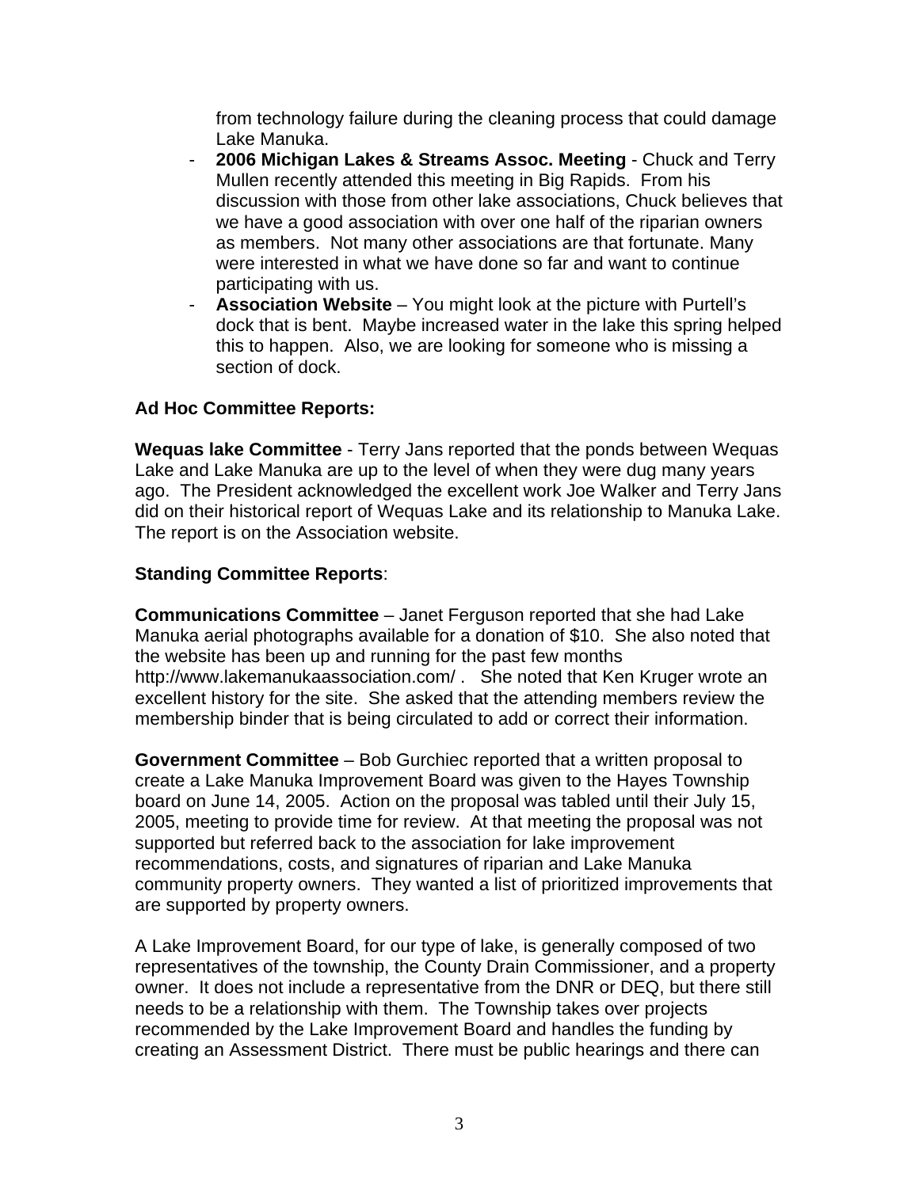from technology failure during the cleaning process that could damage Lake Manuka.

- **2006 Michigan Lakes & Streams Assoc. Meeting** - Chuck and Terry Mullen recently attended this meeting in Big Rapids. From his discussion with those from other lake associations, Chuck believes that we have a good association with over one half of the riparian owners as members. Not many other associations are that fortunate. Many were interested in what we have done so far and want to continue participating with us.
- **Association Website** – You might look at the picture with Purtell's dock that is bent. Maybe increased water in the lake this spring helped this to happen. Also, we are looking for someone who is missing a section of dock.

**Ad Hoc Committee Reports:**

**Wequas lake Committee** - Terry Jans reported that the ponds between Wequas Lake and Lake Manuka are up to the level of when they were dug many years ago. The President acknowledged the excellent work Joe Walker and Terry Jans did on their historical report of Wequas Lake and its relationship to Manuka Lake. The report is on the Association website.

**Standing Committee Reports**:

**Communications Committee** – Janet Ferguson reported that she had Lake Manuka aerial photographs available for a donation of $10. She also noted that the website has been up and running for the past few months http://www.lakemanukaassociation.com/ . She noted that Ken Kruger wrote an excellent history for the site. She asked that the attending members review the membership binder that is being circulated to add or correct their information.

**Government Committee** – Bob Gurchiec reported that a written proposal to create a Lake Manuka Improvement Board was given to the Hayes Township board on June 14, 2005. Action on the proposal was tabled until their July 15, 2005, meeting to provide time for review. At that meeting the proposal was not supported but referred back to the association for lake improvement recommendations, costs, and signatures of riparian and Lake Manuka community property owners. They wanted a list of prioritized improvements that are supported by property owners.

A Lake Improvement Board, for our type of lake, is generally composed of two representatives of the township, the County Drain Commissioner, and a property owner. It does not include a representative from the DNR or DEQ, but there still needs to be a relationship with them. The Township takes over projects recommended by the Lake Improvement Board and handles the funding by creating an Assessment District. There must be public hearings and there can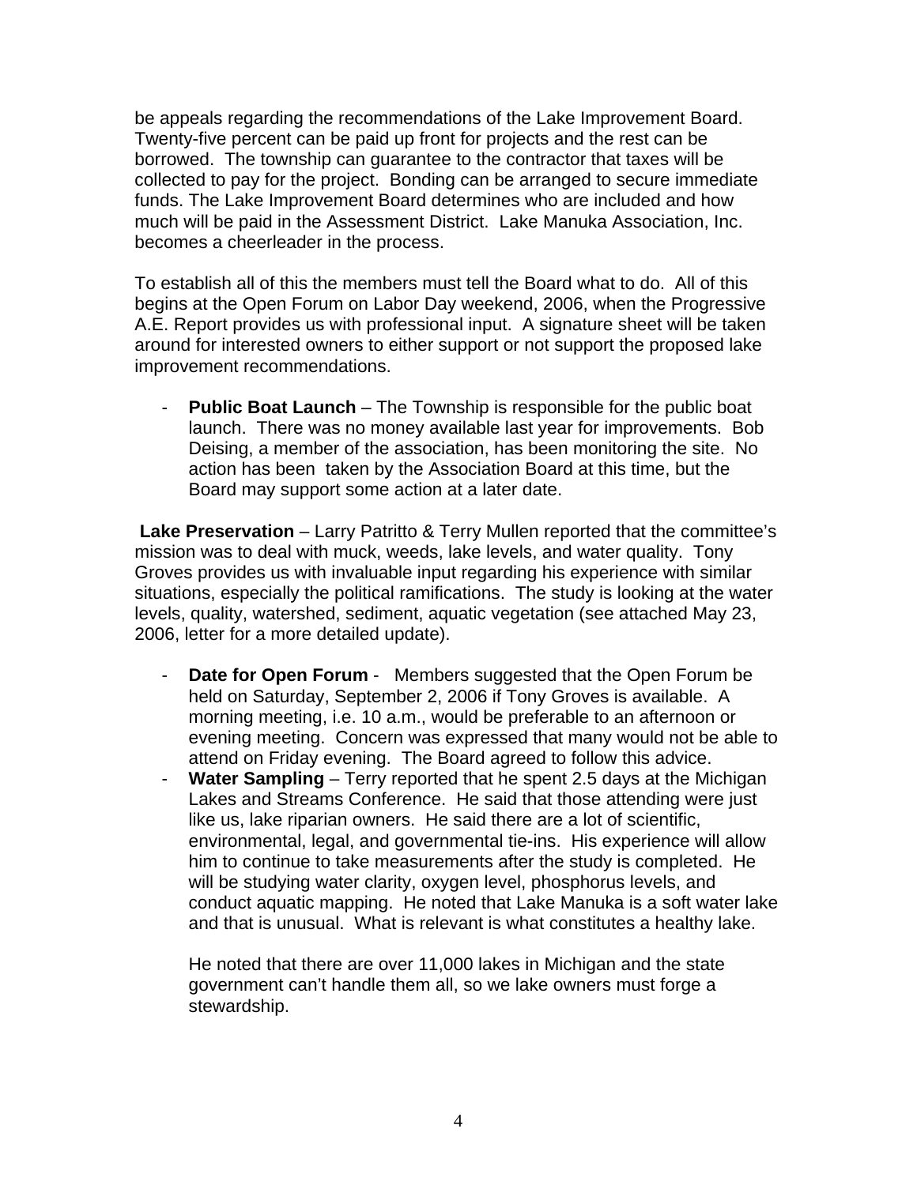be appeals regarding the recommendations of the Lake Improvement Board. Twenty-five percent can be paid up front for projects and the rest can be borrowed. The township can guarantee to the contractor that taxes will be collected to pay for the project. Bonding can be arranged to secure immediate funds. The Lake Improvement Board determines who are included and how much will be paid in the Assessment District. Lake Manuka Association, Inc. becomes a cheerleader in the process.

To establish all of this the members must tell the Board what to do. All of this begins at the Open Forum on Labor Day weekend, 2006, when the Progressive A.E. Report provides us with professional input. A signature sheet will be taken around for interested owners to either support or not support the proposed lake improvement recommendations.

- **Public Boat Launch** – The Township is responsible for the public boat launch. There was no money available last year for improvements. Bob Deising, a member of the association, has been monitoring the site. No action has been taken by the Association Board at this time, but the Board may support some action at a later date.

**Lake Preservation** – Larry Patritto & Terry Mullen reported that the committee's mission was to deal with muck, weeds, lake levels, and water quality. Tony Groves provides us with invaluable input regarding his experience with similar situations, especially the political ramifications. The study is looking at the water levels, quality, watershed, sediment, aquatic vegetation (see attached May 23, 2006, letter for a more detailed update).

- **Date for Open Forum** - Members suggested that the Open Forum be held on Saturday, September 2, 2006 if Tony Groves is available. A morning meeting, i.e. 10 a.m., would be preferable to an afternoon or evening meeting. Concern was expressed that many would not be able to attend on Friday evening. The Board agreed to follow this advice.
- **Water Sampling** – Terry reported that he spent 2.5 days at the Michigan Lakes and Streams Conference. He said that those attending were just like us, lake riparian owners. He said there are a lot of scientific, environmental, legal, and governmental tie-ins. His experience will allow him to continue to take measurements after the study is completed. He will be studying water clarity, oxygen level, phosphorus levels, and conduct aquatic mapping. He noted that Lake Manuka is a soft water lake and that is unusual. What is relevant is what constitutes a healthy lake.

  He noted that there are over 11,000 lakes in Michigan and the state government can't handle them all, so we lake owners must forge a stewardship.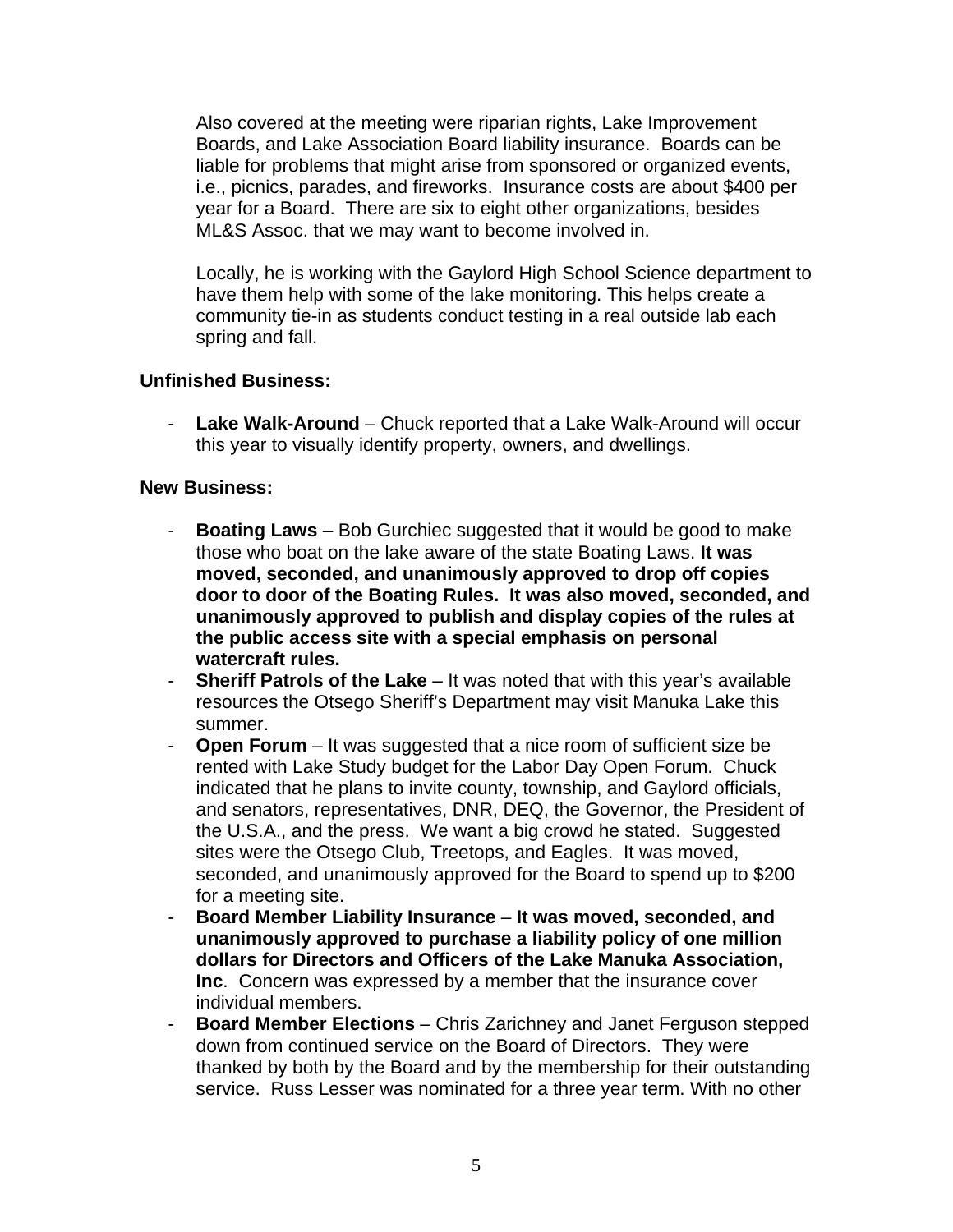Also covered at the meeting were riparian rights, Lake Improvement Boards, and Lake Association Board liability insurance. Boards can be liable for problems that might arise from sponsored or organized events, i.e., picnics, parades, and fireworks. Insurance costs are about $400 per year for a Board. There are six to eight other organizations, besides ML&S Assoc. that we may want to become involved in.

Locally, he is working with the Gaylord High School Science department to have them help with some of the lake monitoring. This helps create a community tie-in as students conduct testing in a real outside lab each spring and fall.

**Unfinished Business:**

- **Lake Walk-Around** – Chuck reported that a Lake Walk-Around will occur this year to visually identify property, owners, and dwellings.

**New Business:**

- **Boating Laws** – Bob Gurchiec suggested that it would be good to make those who boat on the lake aware of the state Boating Laws. **It was moved, seconded, and unanimously approved to drop off copies door to door of the Boating Rules. It was also moved, seconded, and unanimously approved to publish and display copies of the rules at the public access site with a special emphasis on personal watercraft rules.**
- **Sheriff Patrols of the Lake** – It was noted that with this year's available resources the Otsego Sheriff's Department may visit Manuka Lake this summer.
- **Open Forum** – It was suggested that a nice room of sufficient size be rented with Lake Study budget for the Labor Day Open Forum. Chuck indicated that he plans to invite county, township, and Gaylord officials, and senators, representatives, DNR, DEQ, the Governor, the President of the U.S.A., and the press. We want a big crowd he stated. Suggested sites were the Otsego Club, Treetops, and Eagles. It was moved, seconded, and unanimously approved for the Board to spend up to $200 for a meeting site.
- **Board Member Liability Insurance** – **It was moved, seconded, and unanimously approved to purchase a liability policy of one million dollars for Directors and Officers of the Lake Manuka Association, Inc**. Concern was expressed by a member that the insurance cover individual members.
- **Board Member Elections** – Chris Zarichney and Janet Ferguson stepped down from continued service on the Board of Directors. They were thanked by both by the Board and by the membership for their outstanding service. Russ Lesser was nominated for a three year term. With no other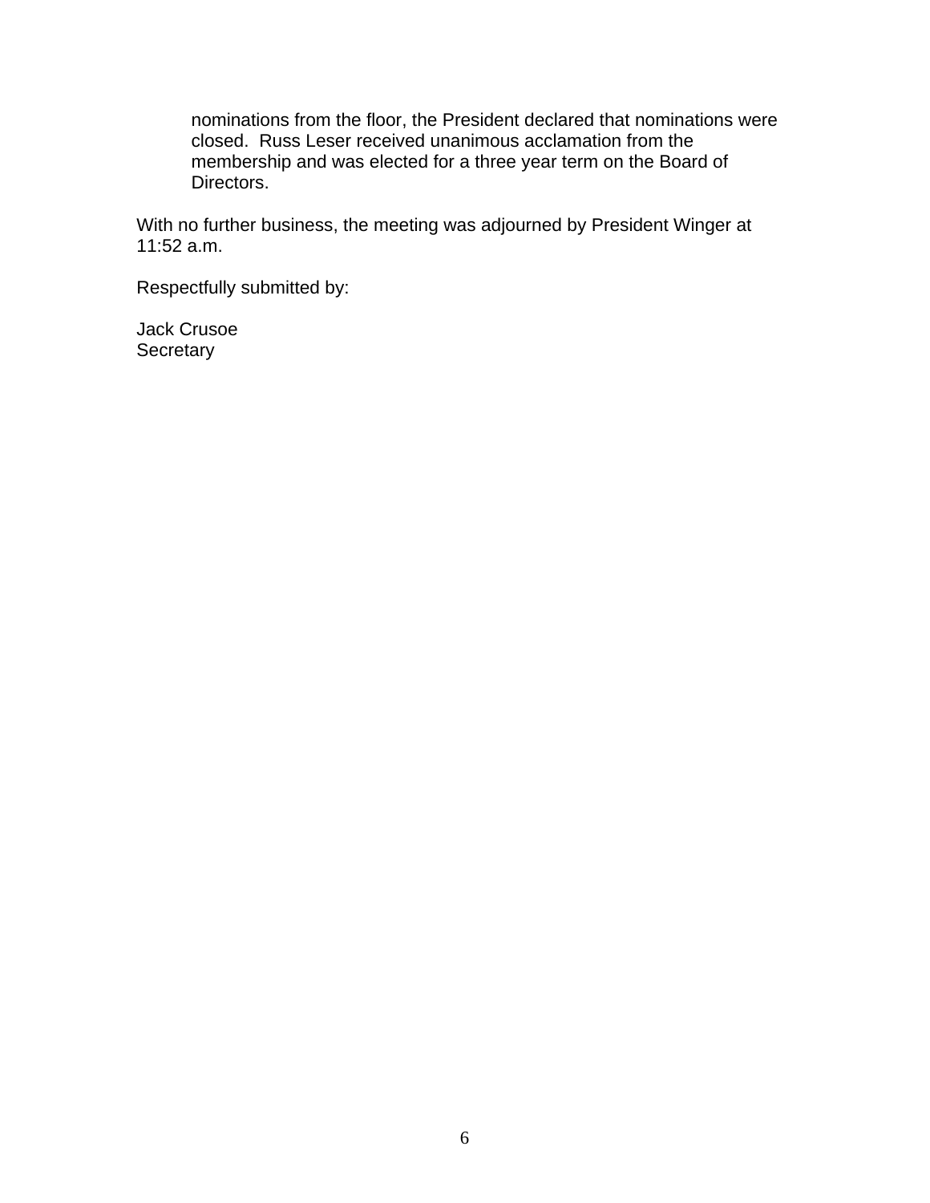nominations from the floor, the President declared that nominations were closed. Russ Leser received unanimous acclamation from the membership and was elected for a three year term on the Board of Directors.

With no further business, the meeting was adjourned by President Winger at 11:52 a.m.

Respectfully submitted by:

Jack Crusoe
Secretary